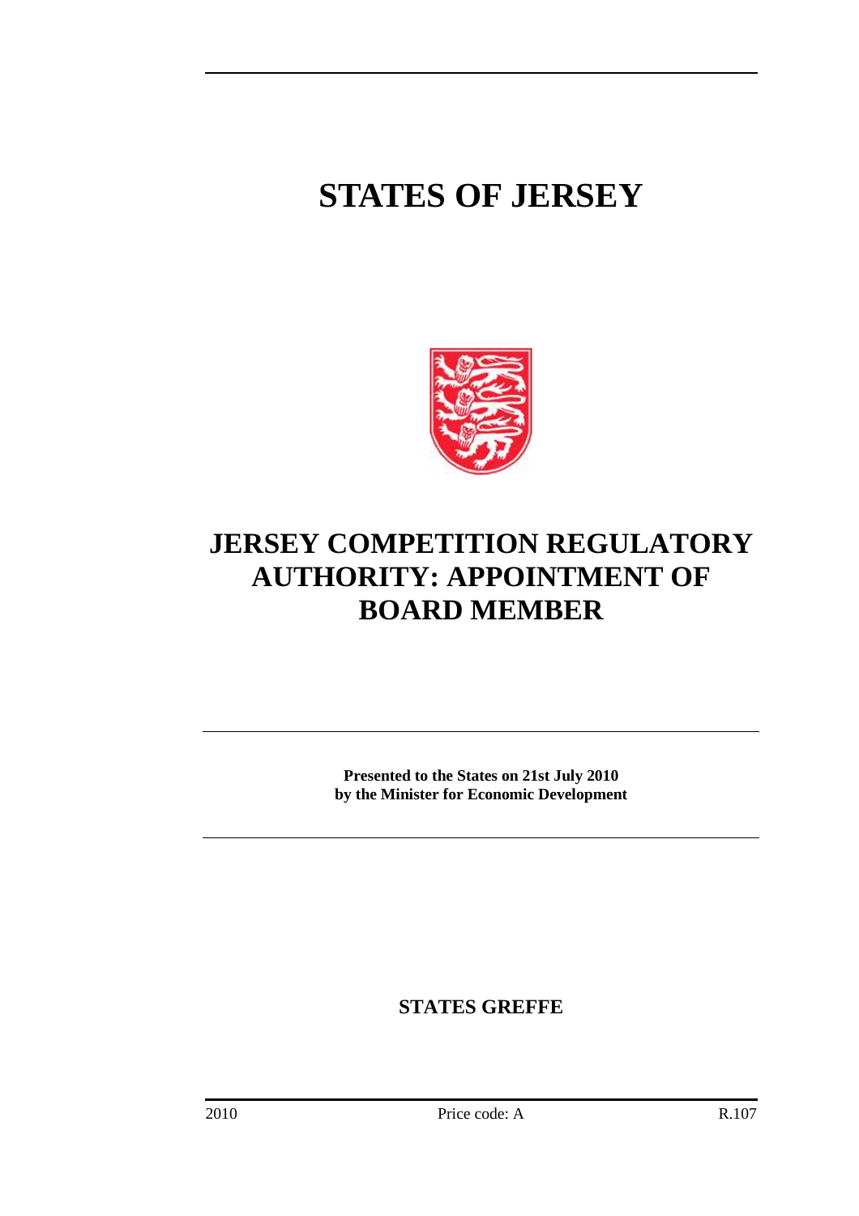# STATES OF JERSEY

# JERSEY COMPETITION REGULATORY AUTHORITY: APPOINTMENT OF BOARD MEMBER

**Presented to the States on 21st July 2010**
**by the Minister for Economic Development**

**STATES GREFFE**

2010 Price code: A R.107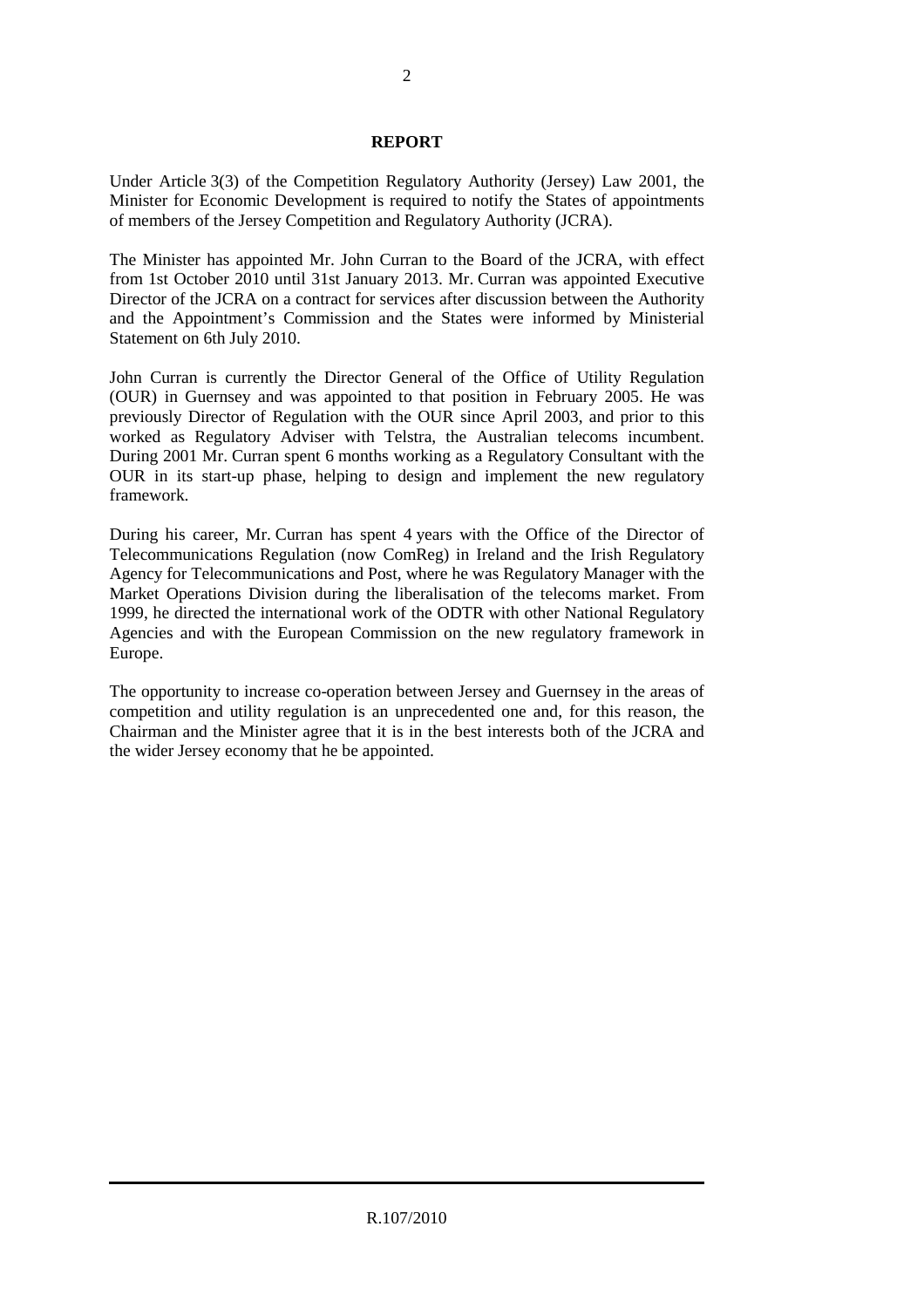## REPORT

Under Article 3(3) of the Competition Regulatory Authority (Jersey) Law 2001, the Minister for Economic Development is required to notify the States of appointments of members of the Jersey Competition and Regulatory Authority (JCRA).

The Minister has appointed Mr. John Curran to the Board of the JCRA, with effect from 1st October 2010 until 31st January 2013. Mr. Curran was appointed Executive Director of the JCRA on a contract for services after discussion between the Authority and the Appointment's Commission and the States were informed by Ministerial Statement on 6th July 2010.

John Curran is currently the Director General of the Office of Utility Regulation (OUR) in Guernsey and was appointed to that position in February 2005. He was previously Director of Regulation with the OUR since April 2003, and prior to this worked as Regulatory Adviser with Telstra, the Australian telecoms incumbent. During 2001 Mr. Curran spent 6 months working as a Regulatory Consultant with the OUR in its start-up phase, helping to design and implement the new regulatory framework.

During his career, Mr. Curran has spent 4 years with the Office of the Director of Telecommunications Regulation (now ComReg) in Ireland and the Irish Regulatory Agency for Telecommunications and Post, where he was Regulatory Manager with the Market Operations Division during the liberalisation of the telecoms market. From 1999, he directed the international work of the ODTR with other National Regulatory Agencies and with the European Commission on the new regulatory framework in Europe.

The opportunity to increase co-operation between Jersey and Guernsey in the areas of competition and utility regulation is an unprecedented one and, for this reason, the Chairman and the Minister agree that it is in the best interests both of the JCRA and the wider Jersey economy that he be appointed.

R.107/2010